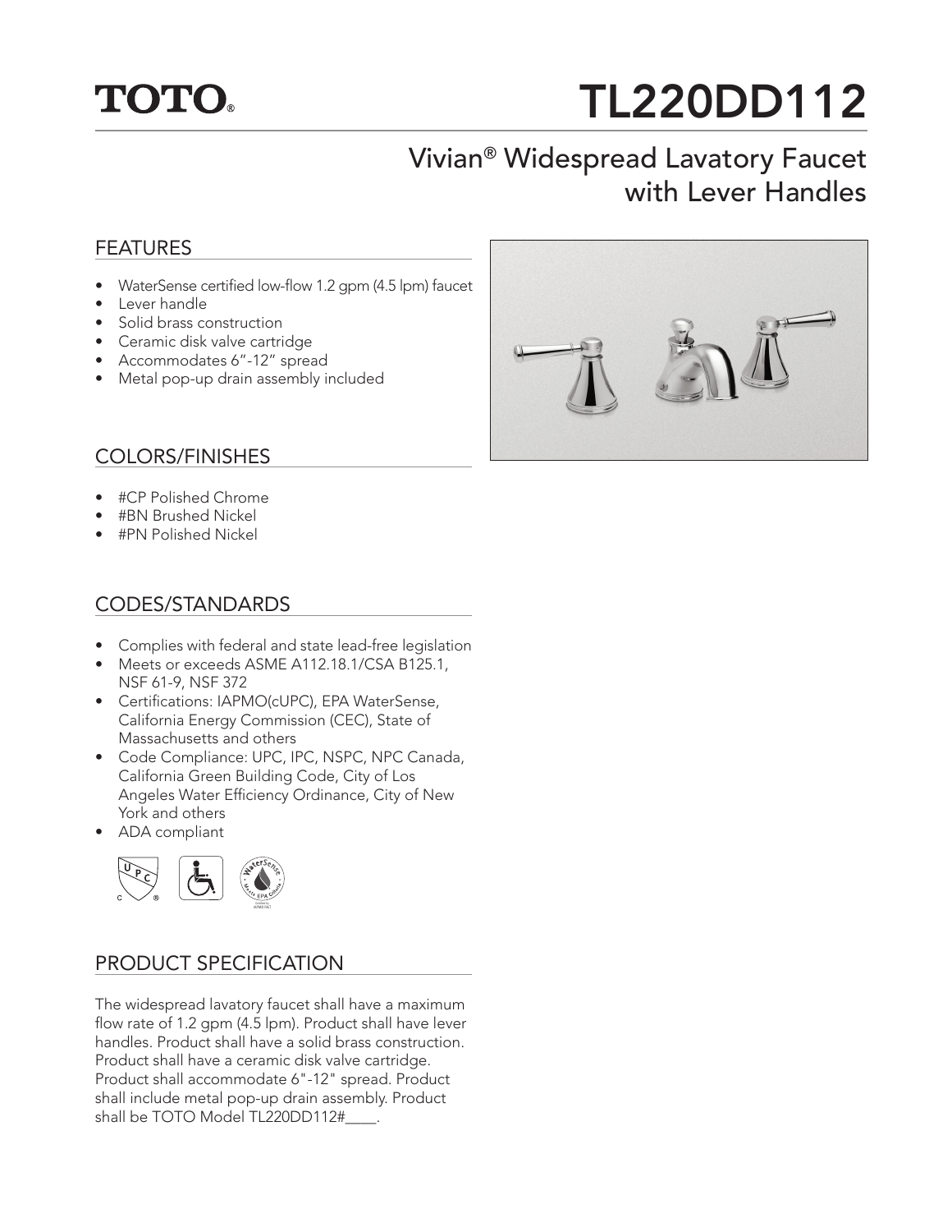TOTO®

# TL220DD112

## Vivian® Widespread Lavatory Faucet with Lever Handles

### FEATURES

- WaterSense certified low-flow 1.2 gpm (4.5 lpm) faucet
- Lever handle
- Solid brass construction
- Ceramic disk valve cartridge
- Accommodates 6"-12" spread
- Metal pop-up drain assembly included

### COLORS/FINISHES

- #CP Polished Chrome
- #BN Brushed Nickel
- #PN Polished Nickel

### CODES/STANDARDS

- Complies with federal and state lead-free legislation
- Meets or exceeds ASME A112.18.1/CSA B125.1, NSF 61-9, NSF 372
- Certifications: IAPMO(cUPC), EPA WaterSense, California Energy Commission (CEC), State of Massachusetts and others
- Code Compliance: UPC, IPC, NSPC, NPC Canada, California Green Building Code, City of Los Angeles Water Efficiency Ordinance, City of New York and others
- ADA compliant

### PRODUCT SPECIFICATION

The widespread lavatory faucet shall have a maximum flow rate of 1.2 gpm (4.5 lpm). Product shall have lever handles. Product shall have a solid brass construction. Product shall have a ceramic disk valve cartridge. Product shall accommodate 6"-12" spread. Product shall include metal pop-up drain assembly. Product shall be TOTO Model TL220DD112#____.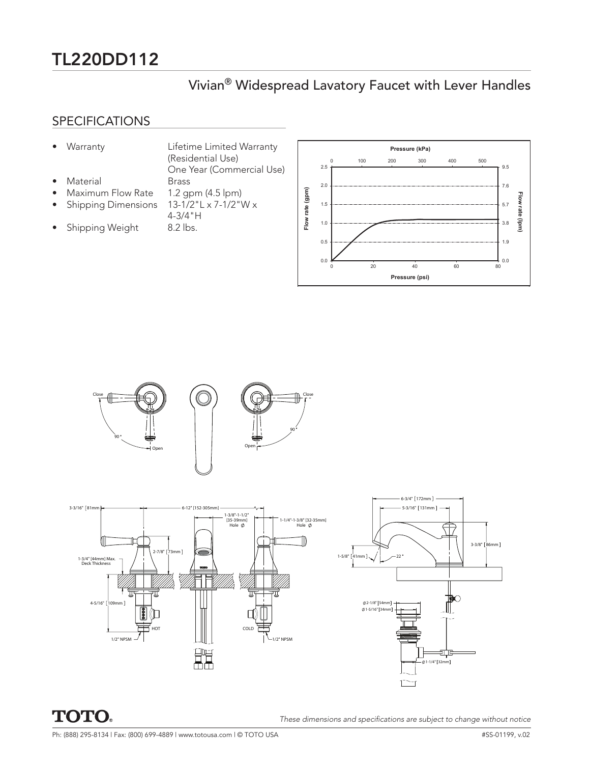# TL220DD112

## Vivian® Widespread Lavatory Faucet with Lever Handles

## SPECIFICATIONS

- Warranty — Lifetime Limited Warranty (Residential Use) One Year (Commercial Use)
- Material — Brass
- Maximum Flow Rate — 1.2 gpm (4.5 lpm)
- Shipping Dimensions — 13-1/2"L x 7-1/2"W x 4-3/4"H
- Shipping Weight — 8.2 lbs.

Pressure (kPa)
0 100 200 300 400 500
Flow rate (gpm)
2.5 2.0 1.5 1.0 0.5 0.0
Flow rate (lpm)
9.5 7.6 5.7 3.8 1.9 0.0
0 20 40 60 80
Pressure (psi)

Close
90°
Open
Close
90°
Open

3-3/16" [81mm]
6-12" [152-305mm]
1-3/8"-1-1/2" [35-39mm] Hole ⌀
1-1/4"-1-3/8" [32-35mm] Hole ⌀
2-7/8" [73mm]
1-3/4" [44mm] Max. Deck Thickness
4-5/16" [109mm]
HOT
COLD
1/2" NPSM
1/2" NPSM

6-3/4" [172mm]
5-3/16" [131mm]
3-3/8" [86mm]
1-5/8" [41mm]
22°
⌀2-1/8" [54mm]
⌀1-5/16" [34mm]
⌀1-1/4" [32mm]

*These dimensions and specifications are subject to change without notice*

Ph: (888) 295-8134 | Fax: (800) 699-4889 | www.totousa.com | © TOTO USA

#SS-01199, v.02